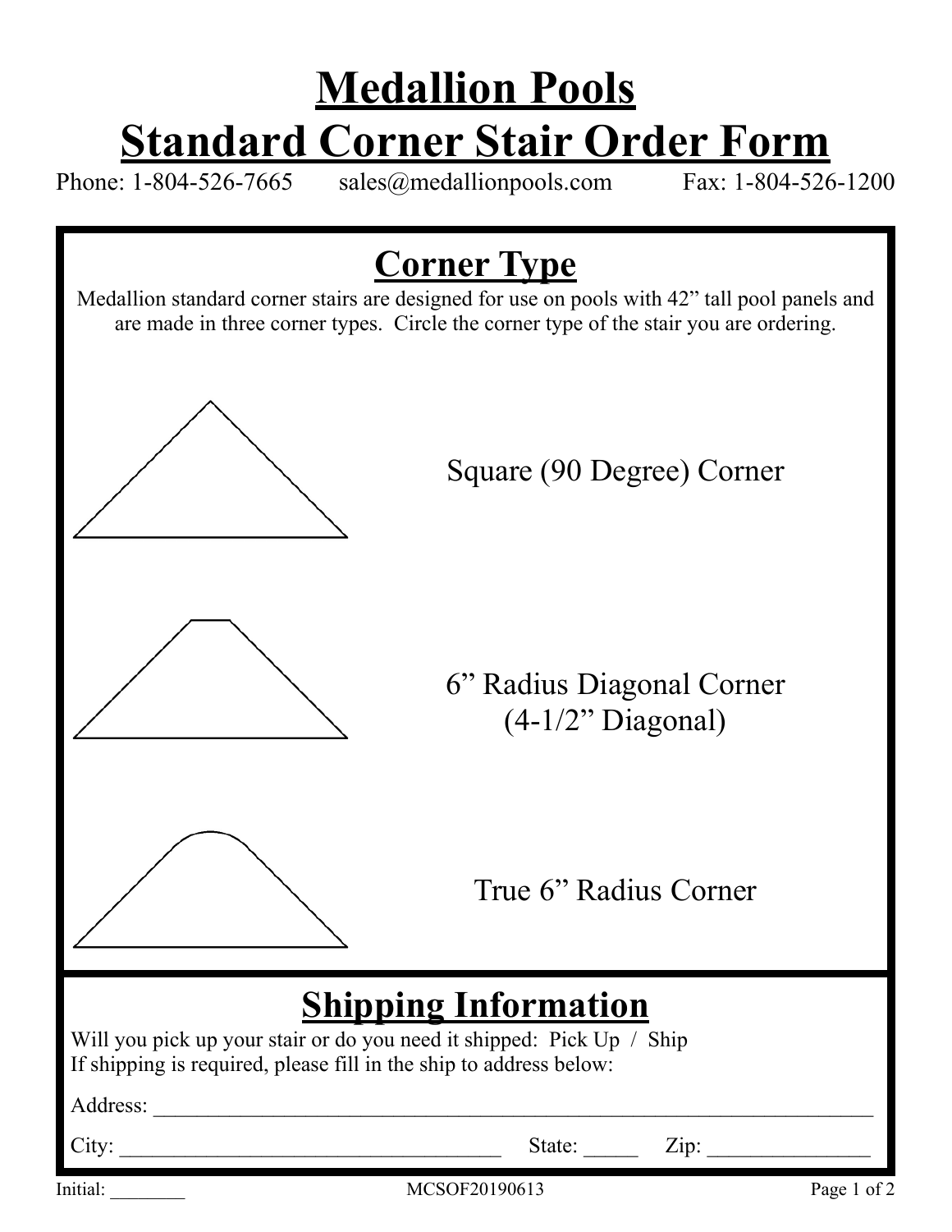# Medallion Pools
# Standard Corner Stair Order Form

Phone: 1-804-526-7665    sales@medallionpools.com    Fax: 1-804-526-1200

## Corner Type

Medallion standard corner stairs are designed for use on pools with 42" tall pool panels and are made in three corner types. Circle the corner type of the stair you are ordering.

Square (90 Degree) Corner

6" Radius Diagonal Corner
(4-1/2" Diagonal)

True 6" Radius Corner

## Shipping Information

Will you pick up your stair or do you need it shipped: Pick Up / Ship
If shipping is required, please fill in the ship to address below:

Address: ______________________________________________________________________

City: ___________________________________ State: _____ Zip: _______________

Initial: ________    MCSOF20190613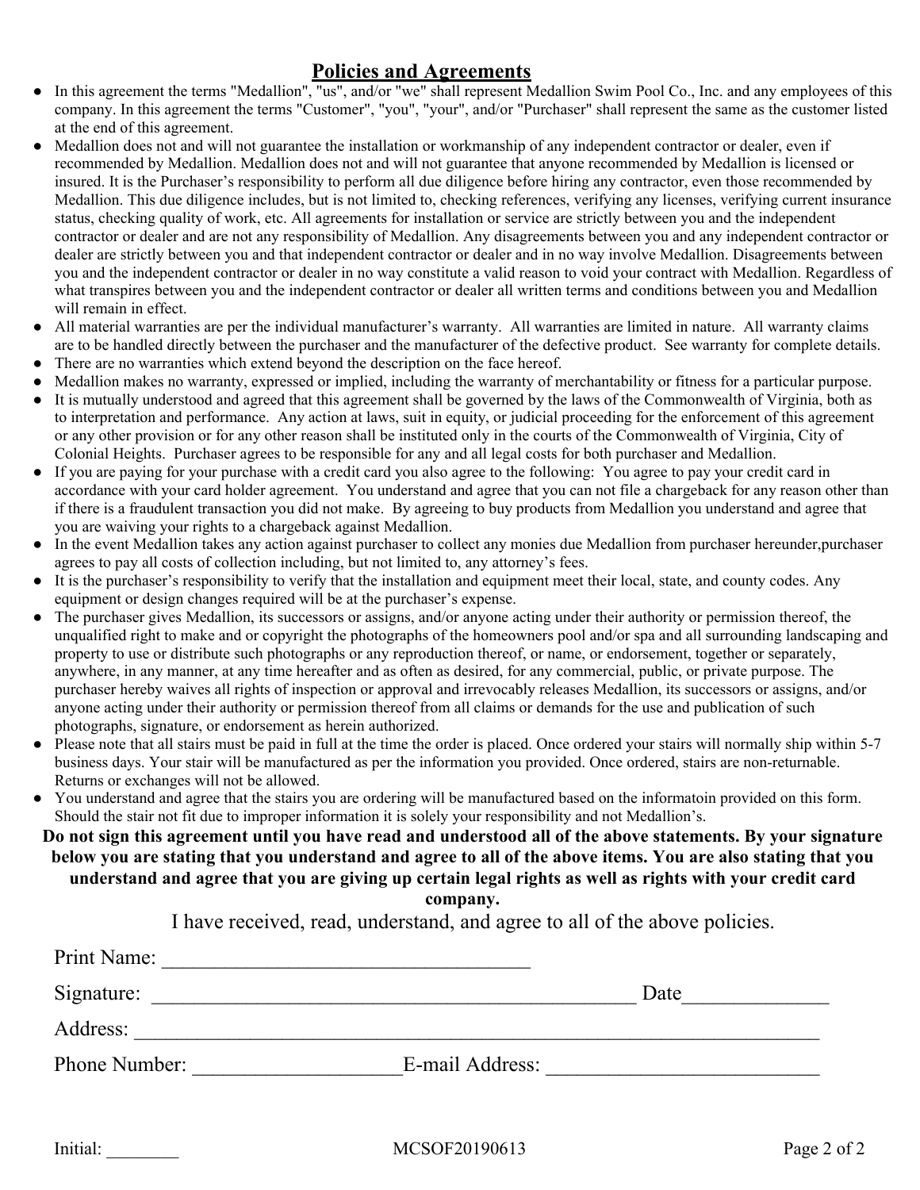## Policies and Agreements

- In this agreement the terms "Medallion", "us", and/or "we" shall represent Medallion Swim Pool Co., Inc. and any employees of this company. In this agreement the terms "Customer", "you", "your", and/or "Purchaser" shall represent the same as the customer listed at the end of this agreement.
- Medallion does not and will not guarantee the installation or workmanship of any independent contractor or dealer, even if recommended by Medallion. Medallion does not and will not guarantee that anyone recommended by Medallion is licensed or insured. It is the Purchaser's responsibility to perform all due diligence before hiring any contractor, even those recommended by Medallion. This due diligence includes, but is not limited to, checking references, verifying any licenses, verifying current insurance status, checking quality of work, etc. All agreements for installation or service are strictly between you and the independent contractor or dealer and are not any responsibility of Medallion. Any disagreements between you and any independent contractor or dealer are strictly between you and that independent contractor or dealer and in no way involve Medallion. Disagreements between you and the independent contractor or dealer in no way constitute a valid reason to void your contract with Medallion. Regardless of what transpires between you and the independent contractor or dealer all written terms and conditions between you and Medallion will remain in effect.
- All material warranties are per the individual manufacturer's warranty. All warranties are limited in nature. All warranty claims are to be handled directly between the purchaser and the manufacturer of the defective product. See warranty for complete details.
- There are no warranties which extend beyond the description on the face hereof.
- Medallion makes no warranty, expressed or implied, including the warranty of merchantability or fitness for a particular purpose.
- It is mutually understood and agreed that this agreement shall be governed by the laws of the Commonwealth of Virginia, both as to interpretation and performance. Any action at laws, suit in equity, or judicial proceeding for the enforcement of this agreement or any other provision or for any other reason shall be instituted only in the courts of the Commonwealth of Virginia, City of Colonial Heights. Purchaser agrees to be responsible for any and all legal costs for both purchaser and Medallion.
- If you are paying for your purchase with a credit card you also agree to the following: You agree to pay your credit card in accordance with your card holder agreement. You understand and agree that you can not file a chargeback for any reason other than if there is a fraudulent transaction you did not make. By agreeing to buy products from Medallion you understand and agree that you are waiving your rights to a chargeback against Medallion.
- In the event Medallion takes any action against purchaser to collect any monies due Medallion from purchaser hereunder,purchaser agrees to pay all costs of collection including, but not limited to, any attorney's fees.
- It is the purchaser's responsibility to verify that the installation and equipment meet their local, state, and county codes. Any equipment or design changes required will be at the purchaser's expense.
- The purchaser gives Medallion, its successors or assigns, and/or anyone acting under their authority or permission thereof, the unqualified right to make and or copyright the photographs of the homeowners pool and/or spa and all surrounding landscaping and property to use or distribute such photographs or any reproduction thereof, or name, or endorsement, together or separately, anywhere, in any manner, at any time hereafter and as often as desired, for any commercial, public, or private purpose. The purchaser hereby waives all rights of inspection or approval and irrevocably releases Medallion, its successors or assigns, and/or anyone acting under their authority or permission thereof from all claims or demands for the use and publication of such photographs, signature, or endorsement as herein authorized.
- Please note that all stairs must be paid in full at the time the order is placed. Once ordered your stairs will normally ship within 5-7 business days. Your stair will be manufactured as per the information you provided. Once ordered, stairs are non-returnable. Returns or exchanges will not be allowed.
- You understand and agree that the stairs you are ordering will be manufactured based on the informatoin provided on this form. Should the stair not fit due to improper information it is solely your responsibility and not Medallion's.

**Do not sign this agreement until you have read and understood all of the above statements. By your signature below you are stating that you understand and agree to all of the above items. You are also stating that you understand and agree that you are giving up certain legal rights as well as rights with your credit card company.**

I have received, read, understand, and agree to all of the above policies.

Print Name: ___________________________________

Signature: _______________________________________________ Date______________

Address: _____________________________________________________________________

Phone Number: ____________________E-mail Address: __________________________

Initial: ________

MCSOF20190613